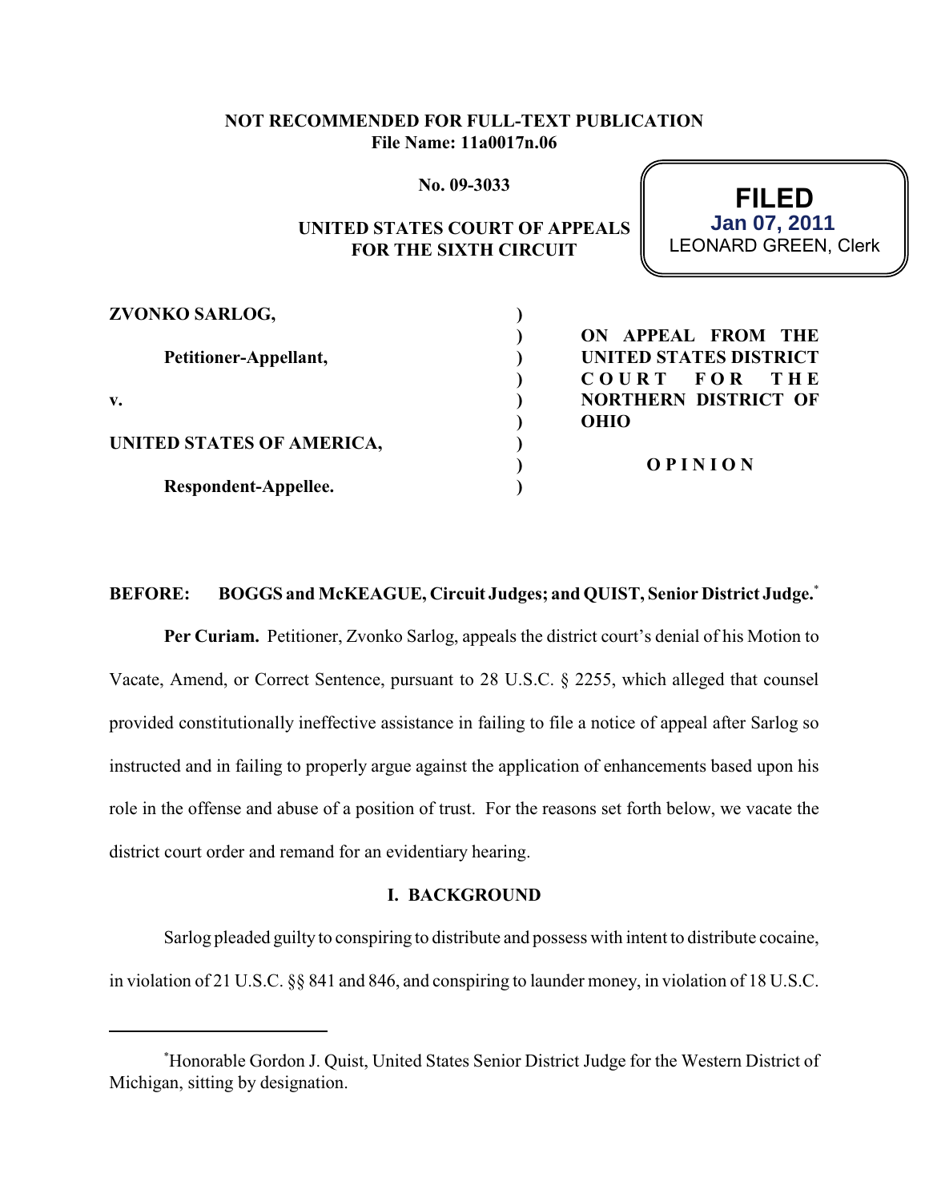**NOT RECOMMENDED FOR FULL-TEXT PUBLICATION**
**File Name: 11a0017n.06**

**No. 09-3033**

**UNITED STATES COURT OF APPEALS**
**FOR THE SIXTH CIRCUIT**

**FILED**
**Jan 07, 2011**
LEONARD GREEN, Clerk

| | |
|---|---|
| **ZVONKO SARLOG,** | |
| **Petitioner-Appellant,** | **ON APPEAL FROM THE UNITED STATES DISTRICT COURT FOR THE NORTHERN DISTRICT OF OHIO** |
| **v.** | |
| **UNITED STATES OF AMERICA,** | **OPINION** |
| **Respondent-Appellee.** | |

**BEFORE: BOGGS and McKEAGUE, Circuit Judges; and QUIST, Senior District Judge.**[*]

**Per Curiam.** Petitioner, Zvonko Sarlog, appeals the district court's denial of his Motion to Vacate, Amend, or Correct Sentence, pursuant to 28 U.S.C. § 2255, which alleged that counsel provided constitutionally ineffective assistance in failing to file a notice of appeal after Sarlog so instructed and in failing to properly argue against the application of enhancements based upon his role in the offense and abuse of a position of trust. For the reasons set forth below, we vacate the district court order and remand for an evidentiary hearing.

## I. BACKGROUND

Sarlog pleaded guilty to conspiring to distribute and possess with intent to distribute cocaine, in violation of 21 U.S.C. §§ 841 and 846, and conspiring to launder money, in violation of 18 U.S.C.

---

[*]Honorable Gordon J. Quist, United States Senior District Judge for the Western District of Michigan, sitting by designation.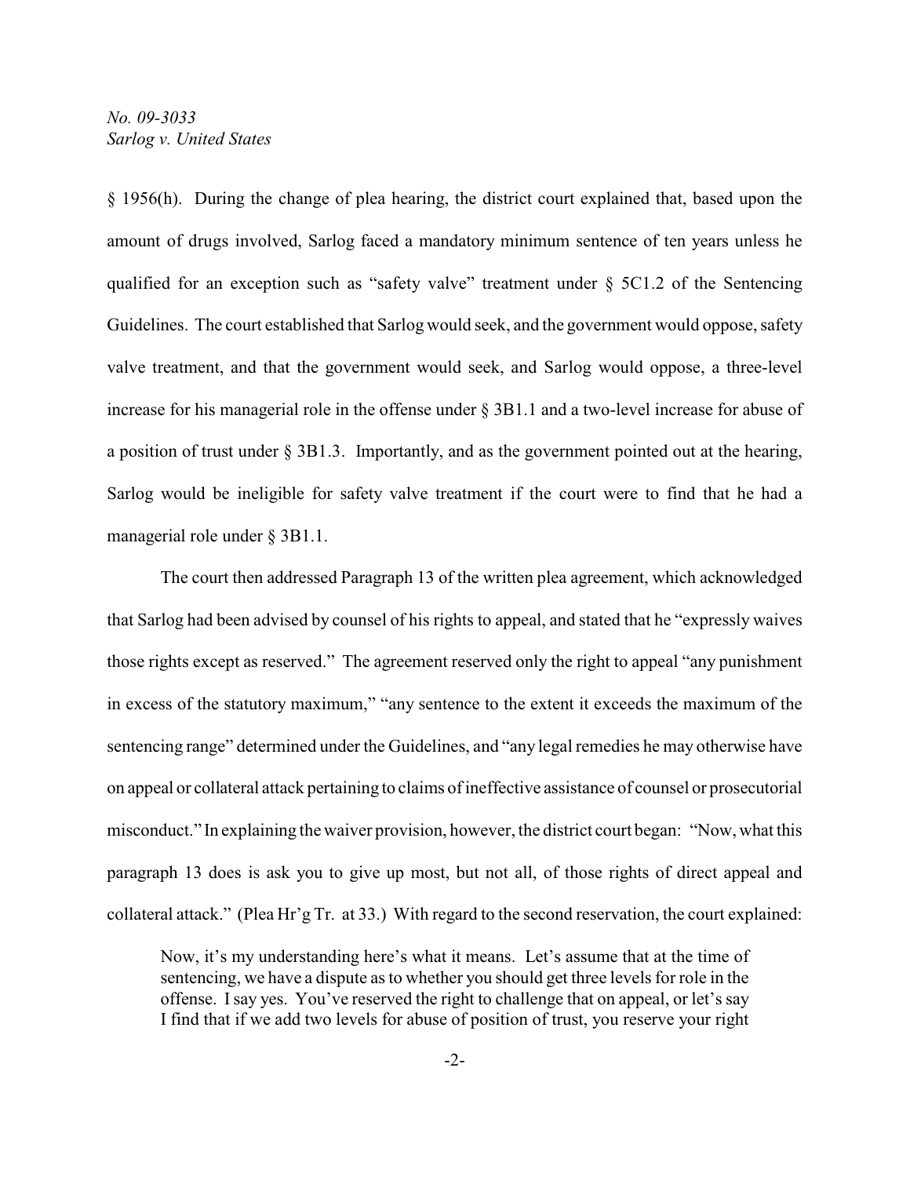§ 1956(h). During the change of plea hearing, the district court explained that, based upon the amount of drugs involved, Sarlog faced a mandatory minimum sentence of ten years unless he qualified for an exception such as "safety valve" treatment under § 5C1.2 of the Sentencing Guidelines. The court established that Sarlog would seek, and the government would oppose, safety valve treatment, and that the government would seek, and Sarlog would oppose, a three-level increase for his managerial role in the offense under § 3B1.1 and a two-level increase for abuse of a position of trust under § 3B1.3. Importantly, and as the government pointed out at the hearing, Sarlog would be ineligible for safety valve treatment if the court were to find that he had a managerial role under § 3B1.1.

The court then addressed Paragraph 13 of the written plea agreement, which acknowledged that Sarlog had been advised by counsel of his rights to appeal, and stated that he "expressly waives those rights except as reserved." The agreement reserved only the right to appeal "any punishment in excess of the statutory maximum," "any sentence to the extent it exceeds the maximum of the sentencing range" determined under the Guidelines, and "any legal remedies he may otherwise have on appeal or collateral attack pertaining to claims of ineffective assistance of counsel or prosecutorial misconduct." In explaining the waiver provision, however, the district court began: "Now, what this paragraph 13 does is ask you to give up most, but not all, of those rights of direct appeal and collateral attack." (Plea Hr'g Tr. at 33.) With regard to the second reservation, the court explained:

> Now, it's my understanding here's what it means. Let's assume that at the time of sentencing, we have a dispute as to whether you should get three levels for role in the offense. I say yes. You've reserved the right to challenge that on appeal, or let's say I find that if we add two levels for abuse of position of trust, you reserve your right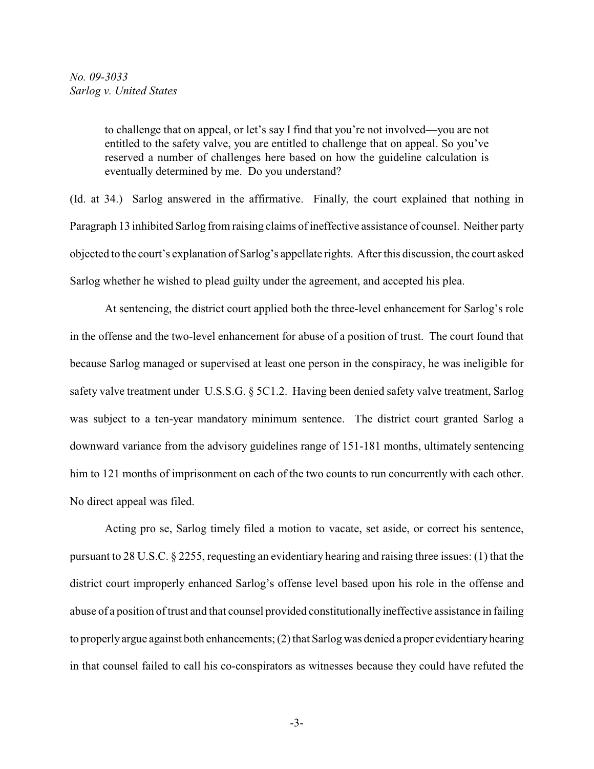> to challenge that on appeal, or let's say I find that you're not involved—you are not entitled to the safety valve, you are entitled to challenge that on appeal. So you've reserved a number of challenges here based on how the guideline calculation is eventually determined by me. Do you understand?

(Id. at 34.) Sarlog answered in the affirmative. Finally, the court explained that nothing in Paragraph 13 inhibited Sarlog from raising claims of ineffective assistance of counsel. Neither party objected to the court's explanation of Sarlog's appellate rights. After this discussion, the court asked Sarlog whether he wished to plead guilty under the agreement, and accepted his plea.

At sentencing, the district court applied both the three-level enhancement for Sarlog's role in the offense and the two-level enhancement for abuse of a position of trust. The court found that because Sarlog managed or supervised at least one person in the conspiracy, he was ineligible for safety valve treatment under U.S.S.G. § 5C1.2. Having been denied safety valve treatment, Sarlog was subject to a ten-year mandatory minimum sentence. The district court granted Sarlog a downward variance from the advisory guidelines range of 151-181 months, ultimately sentencing him to 121 months of imprisonment on each of the two counts to run concurrently with each other. No direct appeal was filed.

Acting pro se, Sarlog timely filed a motion to vacate, set aside, or correct his sentence, pursuant to 28 U.S.C. § 2255, requesting an evidentiary hearing and raising three issues: (1) that the district court improperly enhanced Sarlog's offense level based upon his role in the offense and abuse of a position of trust and that counsel provided constitutionally ineffective assistance in failing to properly argue against both enhancements; (2) that Sarlog was denied a proper evidentiary hearing in that counsel failed to call his co-conspirators as witnesses because they could have refuted the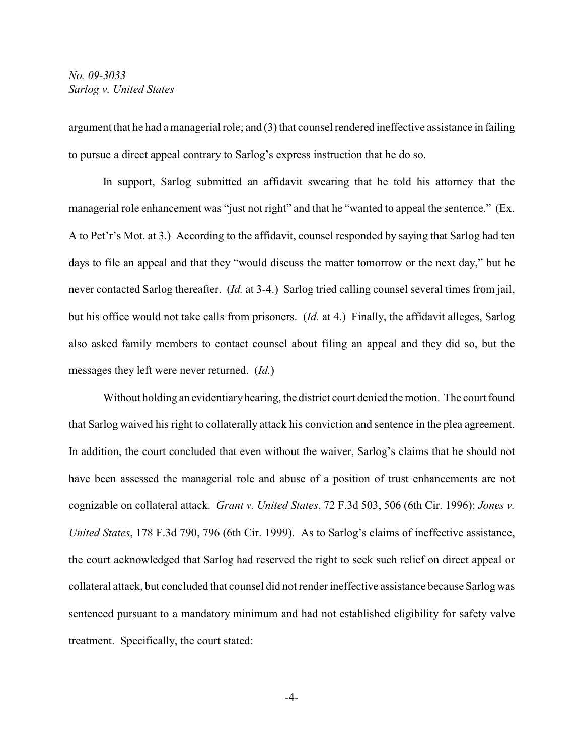argument that he had a managerial role; and (3) that counsel rendered ineffective assistance in failing to pursue a direct appeal contrary to Sarlog's express instruction that he do so.

In support, Sarlog submitted an affidavit swearing that he told his attorney that the managerial role enhancement was "just not right" and that he "wanted to appeal the sentence." (Ex. A to Pet'r's Mot. at 3.) According to the affidavit, counsel responded by saying that Sarlog had ten days to file an appeal and that they "would discuss the matter tomorrow or the next day," but he never contacted Sarlog thereafter. (*Id.* at 3-4.) Sarlog tried calling counsel several times from jail, but his office would not take calls from prisoners. (*Id.* at 4.) Finally, the affidavit alleges, Sarlog also asked family members to contact counsel about filing an appeal and they did so, but the messages they left were never returned. (*Id.*)

Without holding an evidentiary hearing, the district court denied the motion. The court found that Sarlog waived his right to collaterally attack his conviction and sentence in the plea agreement. In addition, the court concluded that even without the waiver, Sarlog's claims that he should not have been assessed the managerial role and abuse of a position of trust enhancements are not cognizable on collateral attack. *Grant v. United States*, 72 F.3d 503, 506 (6th Cir. 1996); *Jones v. United States*, 178 F.3d 790, 796 (6th Cir. 1999). As to Sarlog's claims of ineffective assistance, the court acknowledged that Sarlog had reserved the right to seek such relief on direct appeal or collateral attack, but concluded that counsel did not render ineffective assistance because Sarlog was sentenced pursuant to a mandatory minimum and had not established eligibility for safety valve treatment. Specifically, the court stated: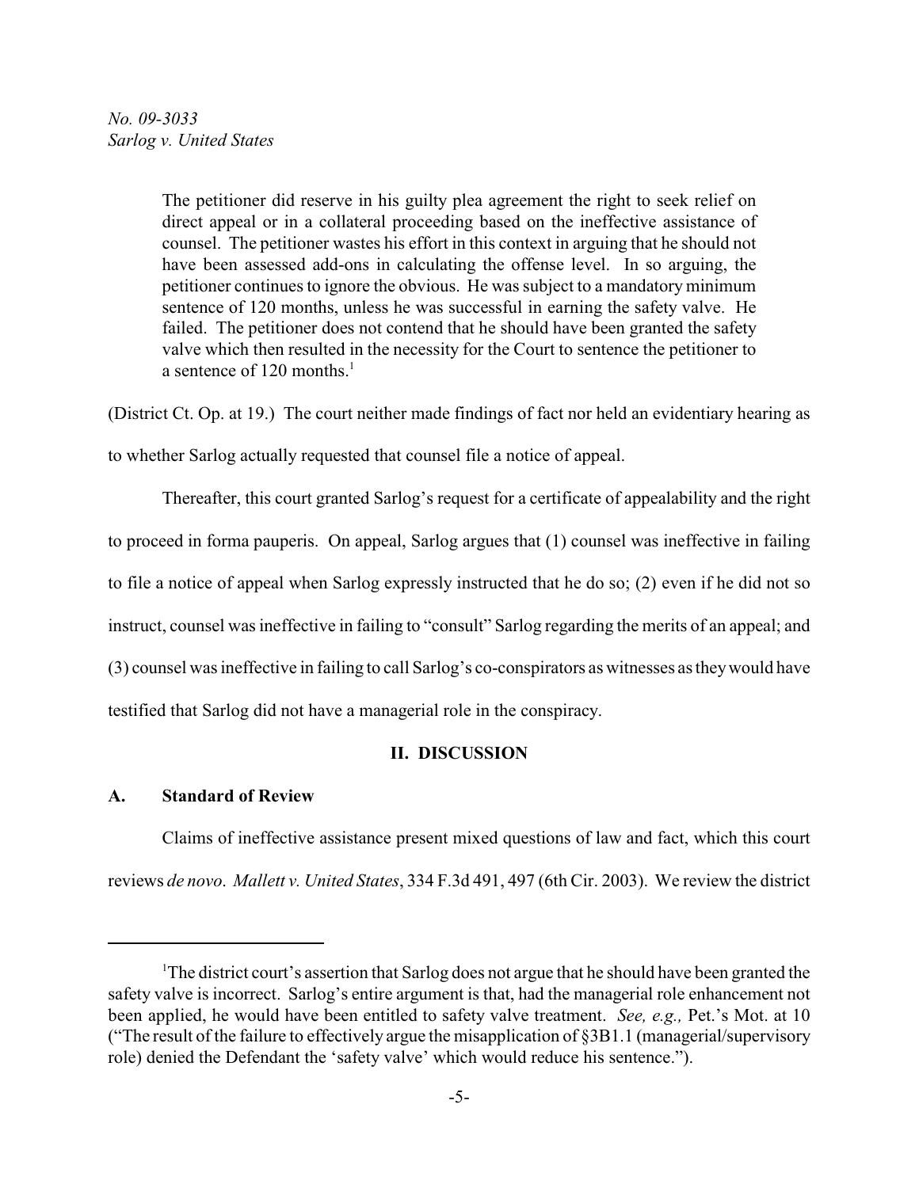> The petitioner did reserve in his guilty plea agreement the right to seek relief on direct appeal or in a collateral proceeding based on the ineffective assistance of counsel. The petitioner wastes his effort in this context in arguing that he should not have been assessed add-ons in calculating the offense level. In so arguing, the petitioner continues to ignore the obvious. He was subject to a mandatory minimum sentence of 120 months, unless he was successful in earning the safety valve. He failed. The petitioner does not contend that he should have been granted the safety valve which then resulted in the necessity for the Court to sentence the petitioner to a sentence of 120 months.[1]

(District Ct. Op. at 19.) The court neither made findings of fact nor held an evidentiary hearing as to whether Sarlog actually requested that counsel file a notice of appeal.

Thereafter, this court granted Sarlog's request for a certificate of appealability and the right to proceed in forma pauperis. On appeal, Sarlog argues that (1) counsel was ineffective in failing to file a notice of appeal when Sarlog expressly instructed that he do so; (2) even if he did not so instruct, counsel was ineffective in failing to "consult" Sarlog regarding the merits of an appeal; and (3) counsel was ineffective in failing to call Sarlog's co-conspirators as witnesses as they would have testified that Sarlog did not have a managerial role in the conspiracy.

## II. DISCUSSION

### A. Standard of Review

Claims of ineffective assistance present mixed questions of law and fact, which this court reviews *de novo*. *Mallett v. United States*, 334 F.3d 491, 497 (6th Cir. 2003). We review the district

---

[1] The district court's assertion that Sarlog does not argue that he should have been granted the safety valve is incorrect. Sarlog's entire argument is that, had the managerial role enhancement not been applied, he would have been entitled to safety valve treatment. *See, e.g.,* Pet.'s Mot. at 10 ("The result of the failure to effectively argue the misapplication of §3B1.1 (managerial/supervisory role) denied the Defendant the 'safety valve' which would reduce his sentence.").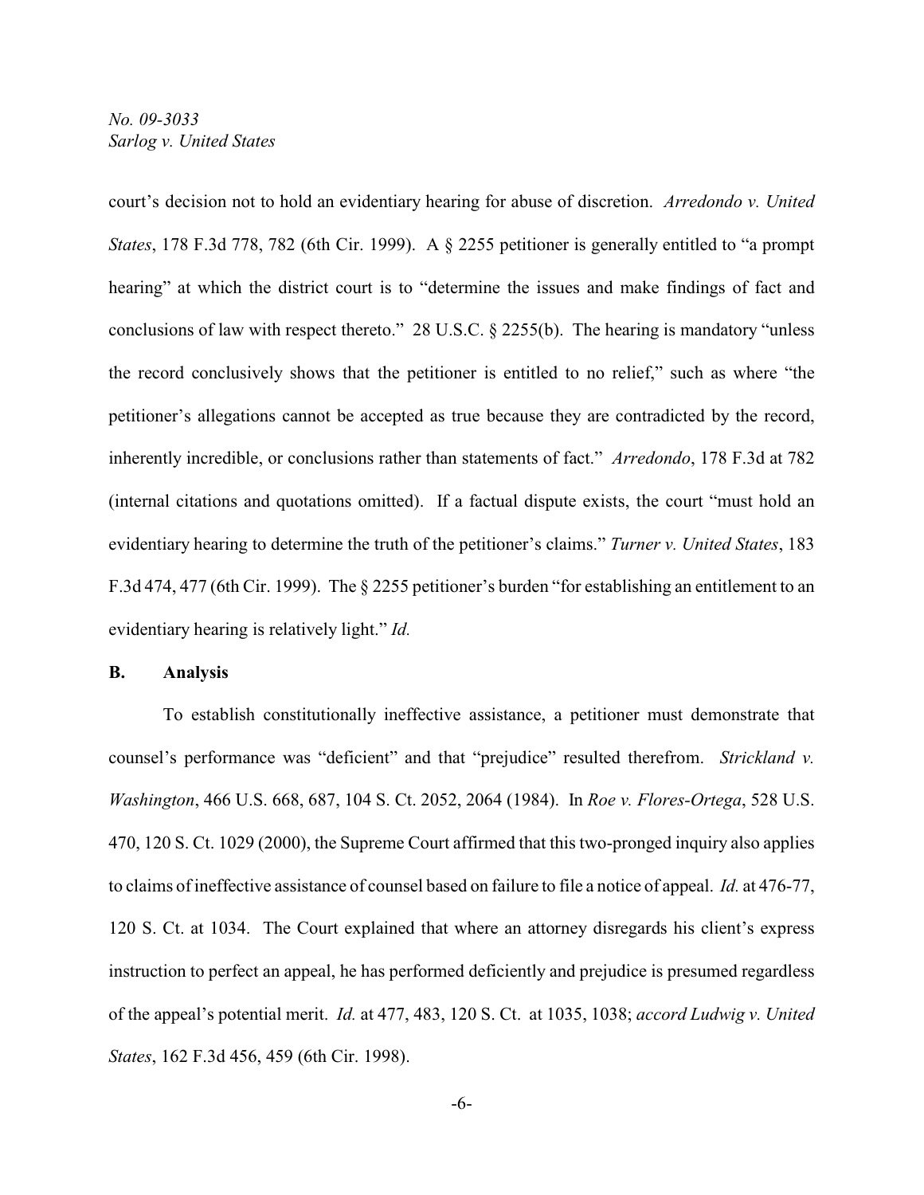court's decision not to hold an evidentiary hearing for abuse of discretion. *Arredondo v. United States*, 178 F.3d 778, 782 (6th Cir. 1999). A § 2255 petitioner is generally entitled to "a prompt hearing" at which the district court is to "determine the issues and make findings of fact and conclusions of law with respect thereto." 28 U.S.C. § 2255(b). The hearing is mandatory "unless the record conclusively shows that the petitioner is entitled to no relief," such as where "the petitioner's allegations cannot be accepted as true because they are contradicted by the record, inherently incredible, or conclusions rather than statements of fact." *Arredondo*, 178 F.3d at 782 (internal citations and quotations omitted). If a factual dispute exists, the court "must hold an evidentiary hearing to determine the truth of the petitioner's claims." *Turner v. United States*, 183 F.3d 474, 477 (6th Cir. 1999). The § 2255 petitioner's burden "for establishing an entitlement to an evidentiary hearing is relatively light." *Id.*

**B. Analysis**

To establish constitutionally ineffective assistance, a petitioner must demonstrate that counsel's performance was "deficient" and that "prejudice" resulted therefrom. *Strickland v. Washington*, 466 U.S. 668, 687, 104 S. Ct. 2052, 2064 (1984). In *Roe v. Flores-Ortega*, 528 U.S. 470, 120 S. Ct. 1029 (2000), the Supreme Court affirmed that this two-pronged inquiry also applies to claims of ineffective assistance of counsel based on failure to file a notice of appeal. *Id.* at 476-77, 120 S. Ct. at 1034. The Court explained that where an attorney disregards his client's express instruction to perfect an appeal, he has performed deficiently and prejudice is presumed regardless of the appeal's potential merit. *Id.* at 477, 483, 120 S. Ct. at 1035, 1038; *accord Ludwig v. United States*, 162 F.3d 456, 459 (6th Cir. 1998).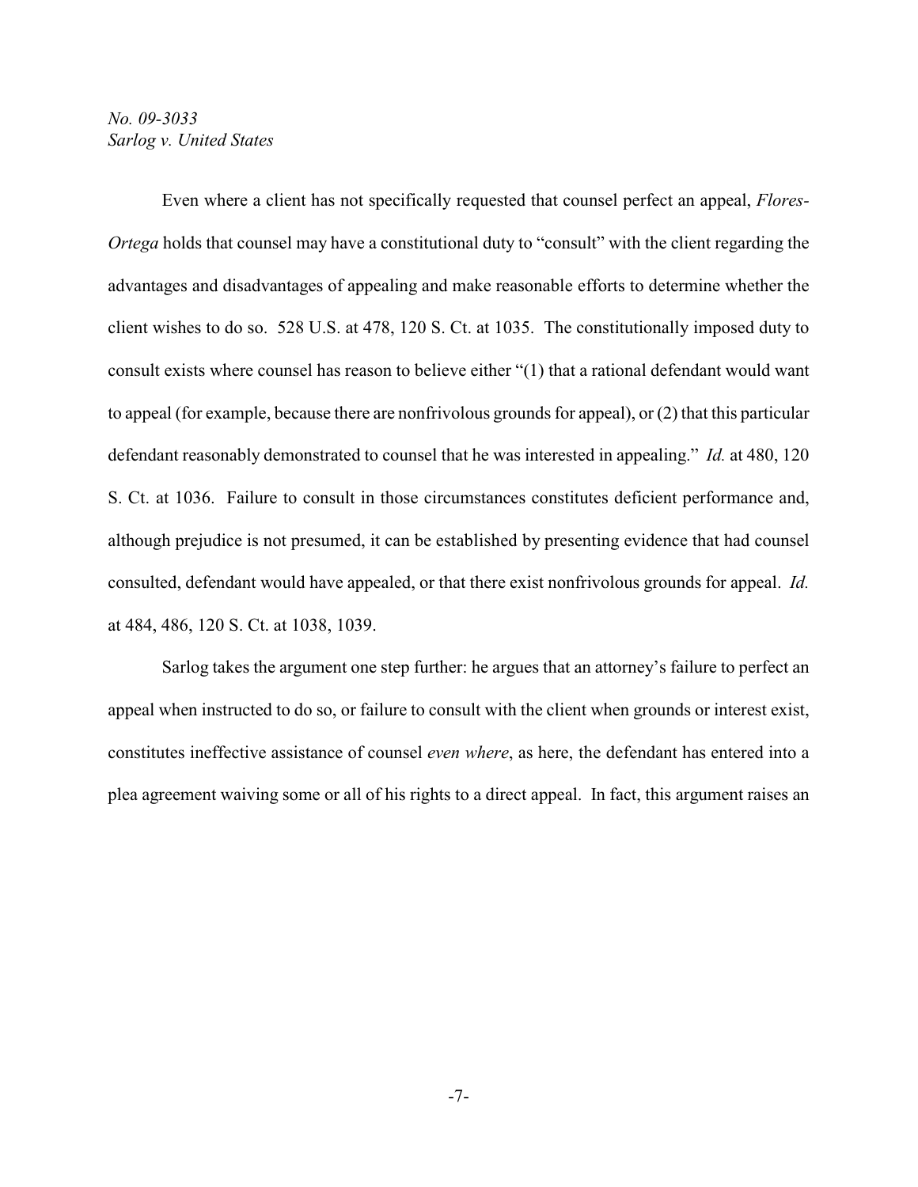Even where a client has not specifically requested that counsel perfect an appeal, *Flores-Ortega* holds that counsel may have a constitutional duty to "consult" with the client regarding the advantages and disadvantages of appealing and make reasonable efforts to determine whether the client wishes to do so. 528 U.S. at 478, 120 S. Ct. at 1035. The constitutionally imposed duty to consult exists where counsel has reason to believe either "(1) that a rational defendant would want to appeal (for example, because there are nonfrivolous grounds for appeal), or (2) that this particular defendant reasonably demonstrated to counsel that he was interested in appealing." *Id.* at 480, 120 S. Ct. at 1036. Failure to consult in those circumstances constitutes deficient performance and, although prejudice is not presumed, it can be established by presenting evidence that had counsel consulted, defendant would have appealed, or that there exist nonfrivolous grounds for appeal. *Id.* at 484, 486, 120 S. Ct. at 1038, 1039.

Sarlog takes the argument one step further: he argues that an attorney's failure to perfect an appeal when instructed to do so, or failure to consult with the client when grounds or interest exist, constitutes ineffective assistance of counsel *even where*, as here, the defendant has entered into a plea agreement waiving some or all of his rights to a direct appeal. In fact, this argument raises an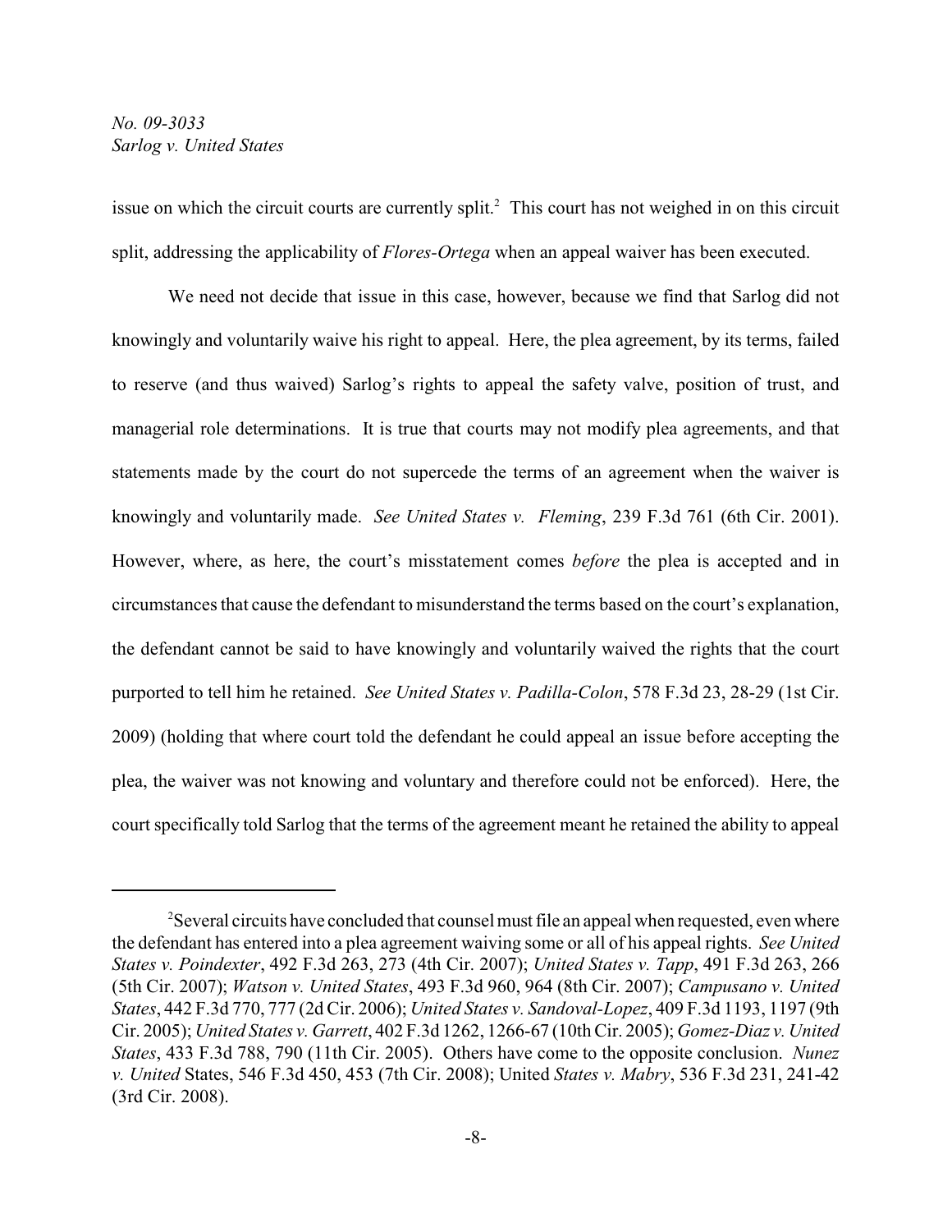issue on which the circuit courts are currently split.[2] This court has not weighed in on this circuit split, addressing the applicability of *Flores-Ortega* when an appeal waiver has been executed.

We need not decide that issue in this case, however, because we find that Sarlog did not knowingly and voluntarily waive his right to appeal. Here, the plea agreement, by its terms, failed to reserve (and thus waived) Sarlog's rights to appeal the safety valve, position of trust, and managerial role determinations. It is true that courts may not modify plea agreements, and that statements made by the court do not supercede the terms of an agreement when the waiver is knowingly and voluntarily made. *See United States v. Fleming*, 239 F.3d 761 (6th Cir. 2001). However, where, as here, the court's misstatement comes *before* the plea is accepted and in circumstances that cause the defendant to misunderstand the terms based on the court's explanation, the defendant cannot be said to have knowingly and voluntarily waived the rights that the court purported to tell him he retained. *See United States v. Padilla-Colon*, 578 F.3d 23, 28-29 (1st Cir. 2009) (holding that where court told the defendant he could appeal an issue before accepting the plea, the waiver was not knowing and voluntary and therefore could not be enforced). Here, the court specifically told Sarlog that the terms of the agreement meant he retained the ability to appeal

---

[2]Several circuits have concluded that counsel must file an appeal when requested, even where the defendant has entered into a plea agreement waiving some or all of his appeal rights. *See United States v. Poindexter*, 492 F.3d 263, 273 (4th Cir. 2007); *United States v. Tapp*, 491 F.3d 263, 266 (5th Cir. 2007); *Watson v. United States*, 493 F.3d 960, 964 (8th Cir. 2007); *Campusano v. United States*, 442 F.3d 770, 777 (2d Cir. 2006); *United States v. Sandoval-Lopez*, 409 F.3d 1193, 1197 (9th Cir. 2005); *United States v. Garrett*, 402 F.3d 1262, 1266-67 (10th Cir. 2005); *Gomez-Diaz v. United States*, 433 F.3d 788, 790 (11th Cir. 2005). Others have come to the opposite conclusion. *Nunez v. United* States, 546 F.3d 450, 453 (7th Cir. 2008); United *States v. Mabry*, 536 F.3d 231, 241-42 (3rd Cir. 2008).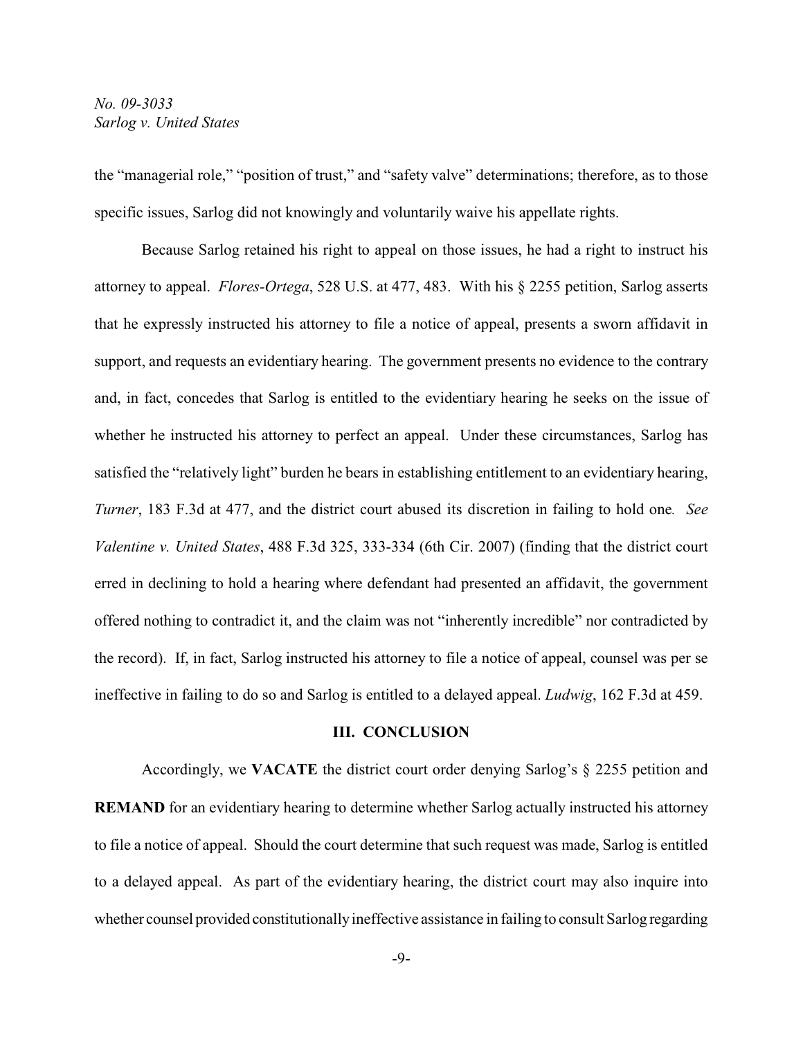the "managerial role," "position of trust," and "safety valve" determinations; therefore, as to those specific issues, Sarlog did not knowingly and voluntarily waive his appellate rights.

Because Sarlog retained his right to appeal on those issues, he had a right to instruct his attorney to appeal. *Flores-Ortega*, 528 U.S. at 477, 483. With his § 2255 petition, Sarlog asserts that he expressly instructed his attorney to file a notice of appeal, presents a sworn affidavit in support, and requests an evidentiary hearing. The government presents no evidence to the contrary and, in fact, concedes that Sarlog is entitled to the evidentiary hearing he seeks on the issue of whether he instructed his attorney to perfect an appeal. Under these circumstances, Sarlog has satisfied the "relatively light" burden he bears in establishing entitlement to an evidentiary hearing, *Turner*, 183 F.3d at 477, and the district court abused its discretion in failing to hold one. *See Valentine v. United States*, 488 F.3d 325, 333-334 (6th Cir. 2007) (finding that the district court erred in declining to hold a hearing where defendant had presented an affidavit, the government offered nothing to contradict it, and the claim was not "inherently incredible" nor contradicted by the record). If, in fact, Sarlog instructed his attorney to file a notice of appeal, counsel was per se ineffective in failing to do so and Sarlog is entitled to a delayed appeal. *Ludwig*, 162 F.3d at 459.

## III. CONCLUSION

Accordingly, we **VACATE** the district court order denying Sarlog's § 2255 petition and **REMAND** for an evidentiary hearing to determine whether Sarlog actually instructed his attorney to file a notice of appeal. Should the court determine that such request was made, Sarlog is entitled to a delayed appeal. As part of the evidentiary hearing, the district court may also inquire into whether counsel provided constitutionally ineffective assistance in failing to consult Sarlog regarding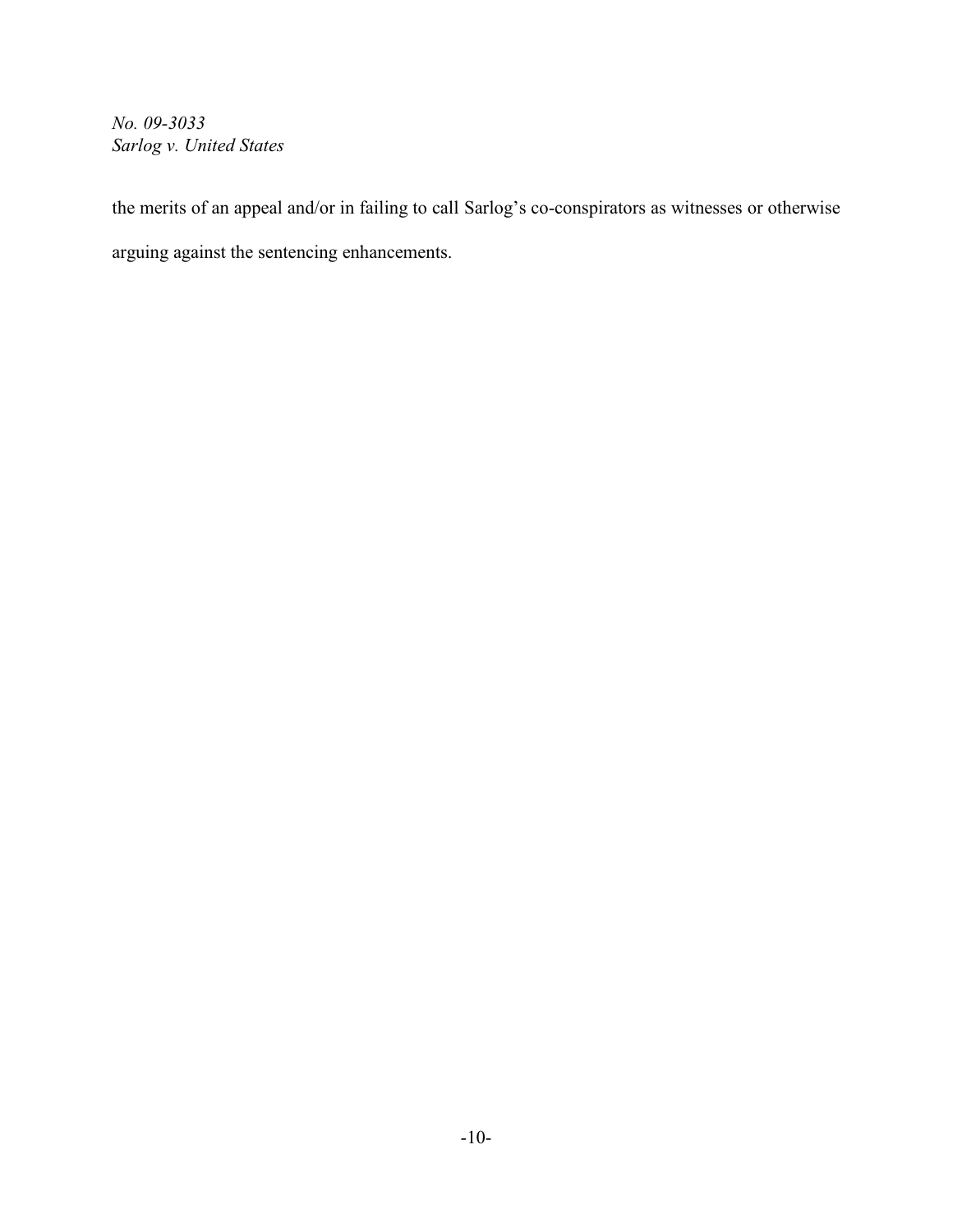the merits of an appeal and/or in failing to call Sarlog's co-conspirators as witnesses or otherwise arguing against the sentencing enhancements.